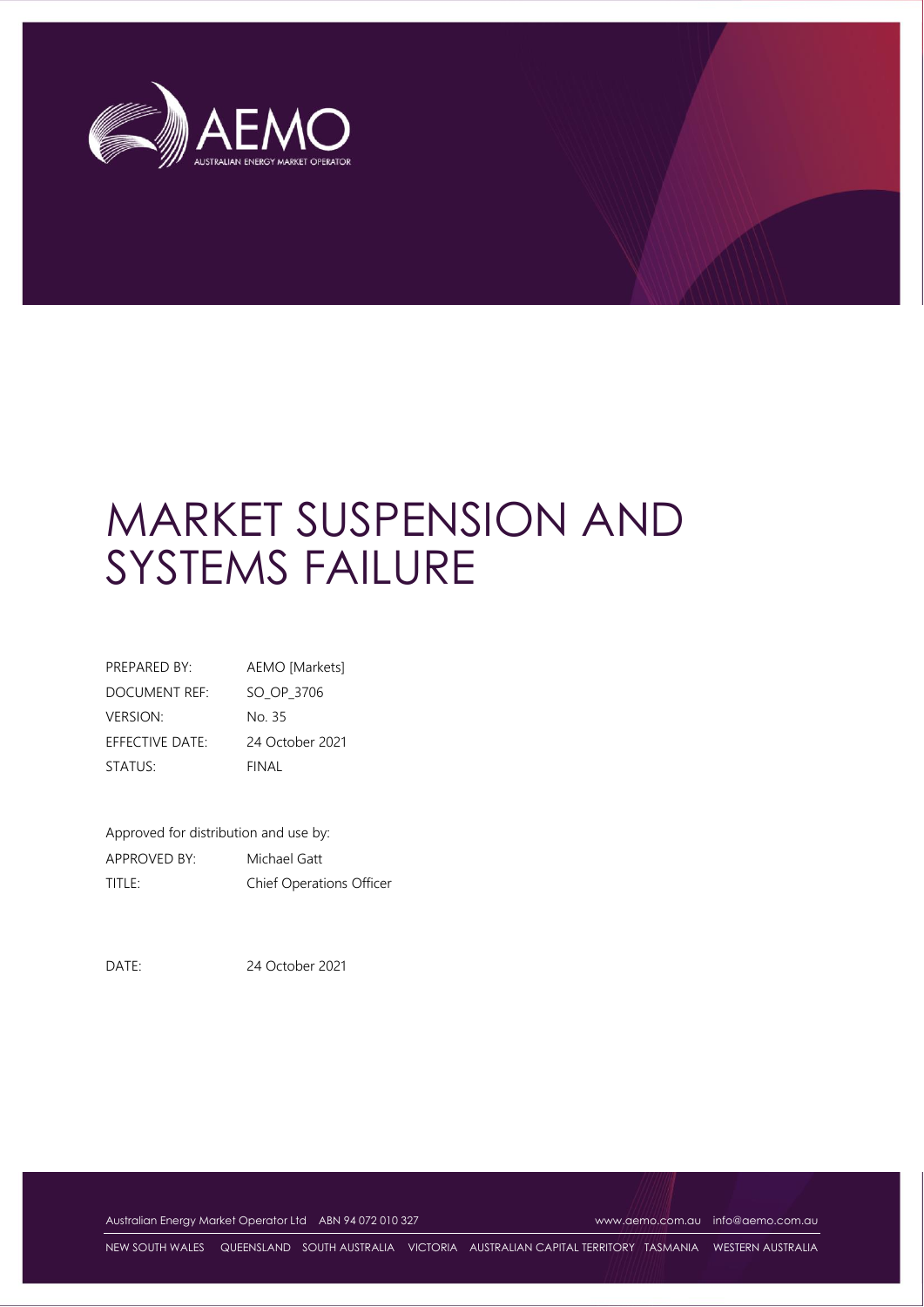# MARKET SUSPENSION AND SYSTEMS FAILURE

| | |
|---|---|
| PREPARED BY: | AEMO [Markets] |
| DOCUMENT REF: | SO_OP_3706 |
| VERSION: | No. 35 |
| EFFECTIVE DATE: | 24 October 2021 |
| STATUS: | FINAL |

Approved for distribution and use by:

| | |
|---|---|
| APPROVED BY: | Michael Gatt |
| TITLE: | Chief Operations Officer |

DATE: 24 October 2021

Australian Energy Market Operator Ltd ABN 94 072 010 327 www.aemo.com.au info@aemo.com.au

NEW SOUTH WALES QUEENSLAND SOUTH AUSTRALIA VICTORIA AUSTRALIAN CAPITAL TERRITORY TASMANIA WESTERN AUSTRALIA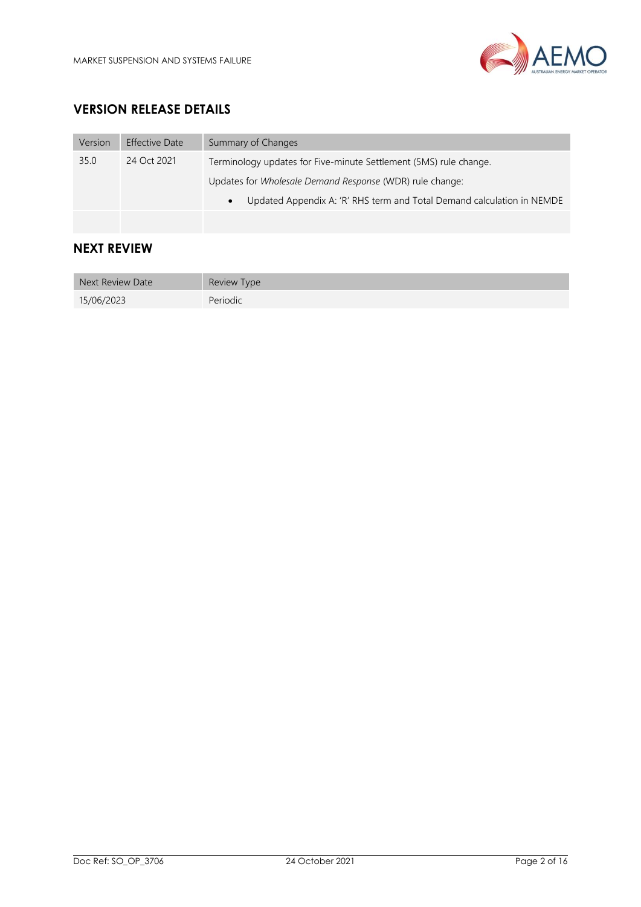## VERSION RELEASE DETAILS

| Version | Effective Date | Summary of Changes |
|---|---|---|
| 35.0 | 24 Oct 2021 | Terminology updates for Five-minute Settlement (5MS) rule change.<br>Updates for *Wholesale Demand Response* (WDR) rule change:<br>• Updated Appendix A: 'R' RHS term and Total Demand calculation in NEMDE |
| | | |

## NEXT REVIEW

| Next Review Date | Review Type |
|---|---|
| 15/06/2023 | Periodic |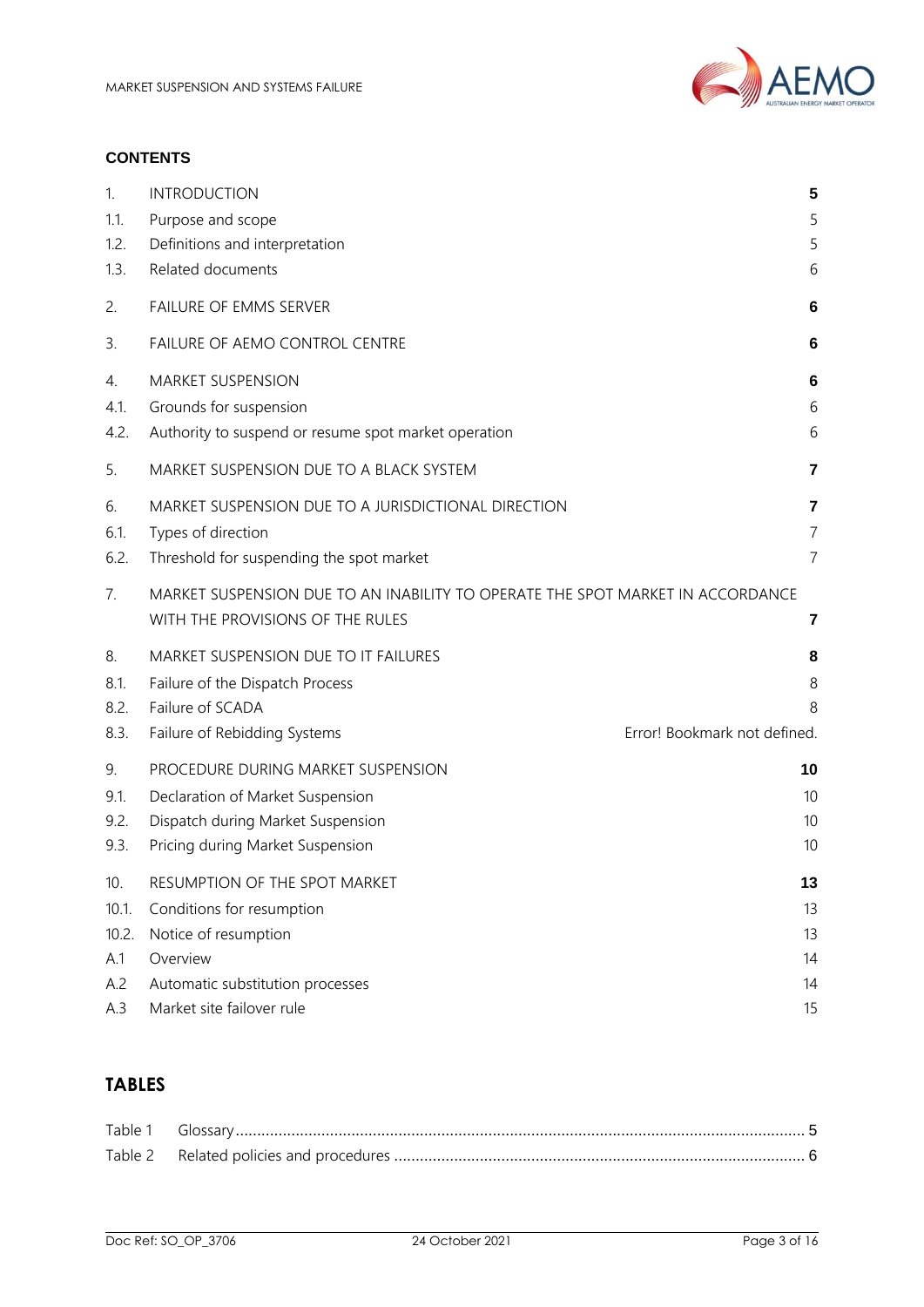**CONTENTS**

| | | |
|---|---|---|
| 1. | INTRODUCTION | **5** |
| 1.1. | Purpose and scope | 5 |
| 1.2. | Definitions and interpretation | 5 |
| 1.3. | Related documents | 6 |
| 2. | FAILURE OF EMMS SERVER | **6** |
| 3. | FAILURE OF AEMO CONTROL CENTRE | **6** |
| 4. | MARKET SUSPENSION | **6** |
| 4.1. | Grounds for suspension | 6 |
| 4.2. | Authority to suspend or resume spot market operation | 6 |
| 5. | MARKET SUSPENSION DUE TO A BLACK SYSTEM | **7** |
| 6. | MARKET SUSPENSION DUE TO A JURISDICTIONAL DIRECTION | **7** |
| 6.1. | Types of direction | 7 |
| 6.2. | Threshold for suspending the spot market | 7 |
| 7. | MARKET SUSPENSION DUE TO AN INABILITY TO OPERATE THE SPOT MARKET IN ACCORDANCE WITH THE PROVISIONS OF THE RULES | **7** |
| 8. | MARKET SUSPENSION DUE TO IT FAILURES | **8** |
| 8.1. | Failure of the Dispatch Process | 8 |
| 8.2. | Failure of SCADA | 8 |
| 8.3. | Failure of Rebidding Systems | Error! Bookmark not defined. |
| 9. | PROCEDURE DURING MARKET SUSPENSION | **10** |
| 9.1. | Declaration of Market Suspension | 10 |
| 9.2. | Dispatch during Market Suspension | 10 |
| 9.3. | Pricing during Market Suspension | 10 |
| 10. | RESUMPTION OF THE SPOT MARKET | **13** |
| 10.1. | Conditions for resumption | 13 |
| 10.2. | Notice of resumption | 13 |
| A.1 | Overview | 14 |
| A.2 | Automatic substitution processes | 14 |
| A.3 | Market site failover rule | 15 |

## TABLES

| | | |
|---|---|---|
| Table 1 | Glossary | 5 |
| Table 2 | Related policies and procedures | 6 |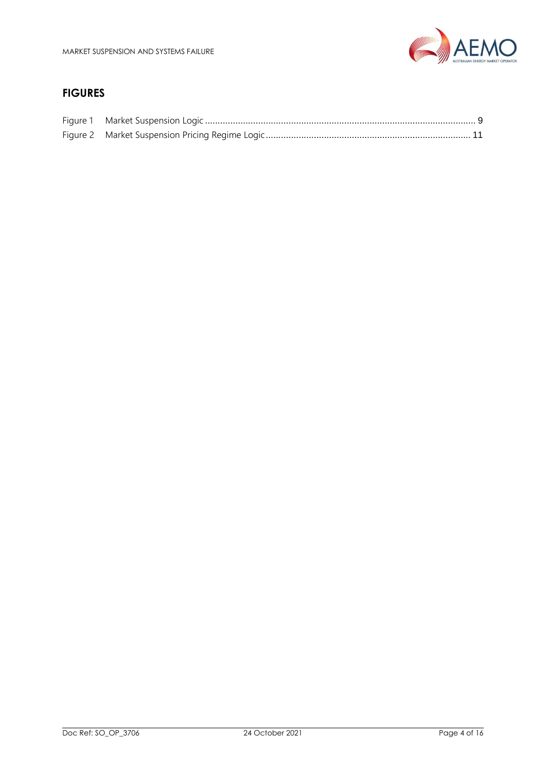## FIGURES

Figure 1 Market Suspension Logic .......... 9

Figure 2 Market Suspension Pricing Regime Logic .......... 11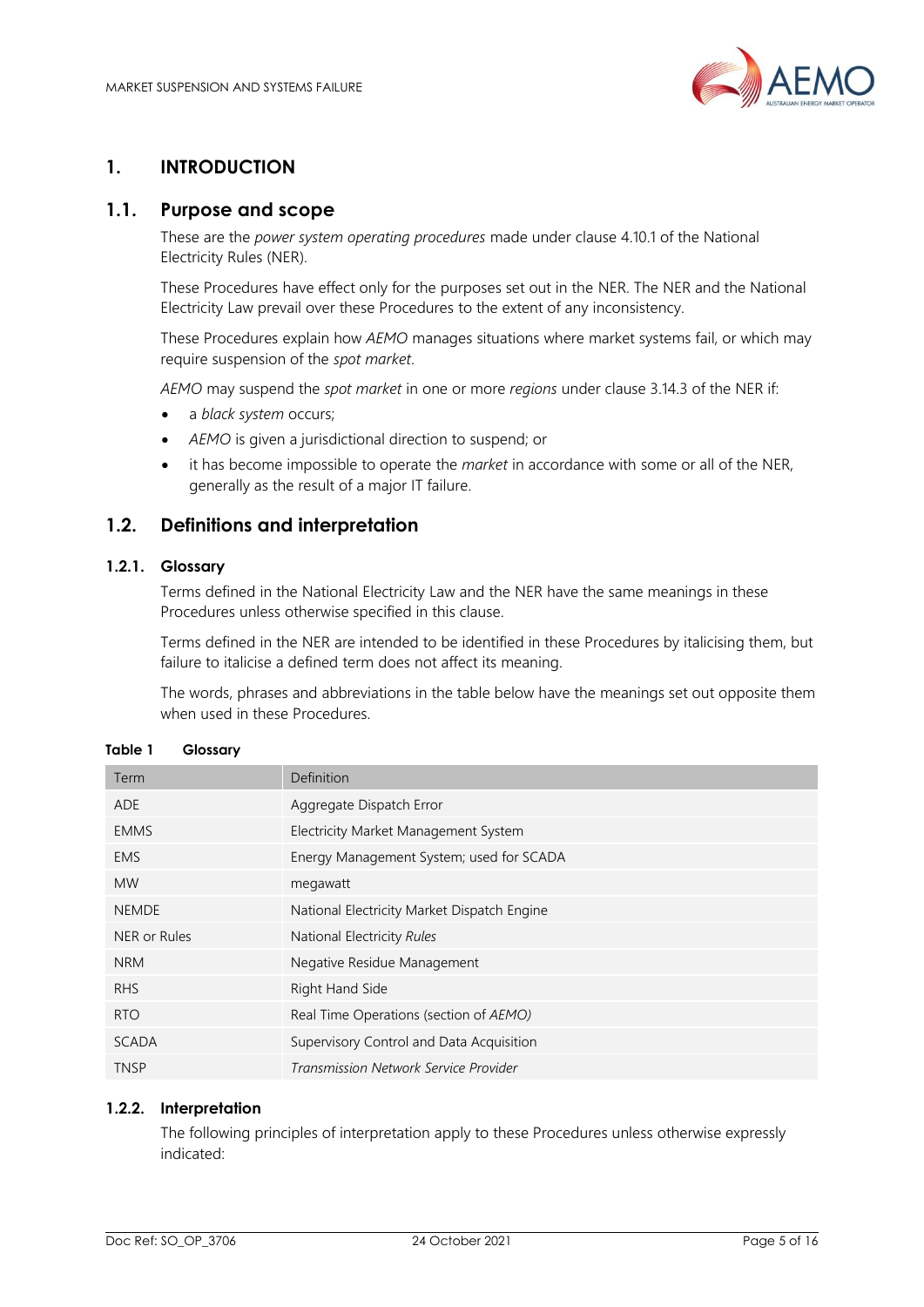# 1. INTRODUCTION

## 1.1. Purpose and scope

These are the *power system operating procedures* made under clause 4.10.1 of the National Electricity Rules (NER).

These Procedures have effect only for the purposes set out in the NER. The NER and the National Electricity Law prevail over these Procedures to the extent of any inconsistency.

These Procedures explain how *AEMO* manages situations where market systems fail, or which may require suspension of the *spot market*.

*AEMO* may suspend the *spot market* in one or more *regions* under clause 3.14.3 of the NER if:

- a *black system* occurs;
- *AEMO* is given a jurisdictional direction to suspend; or
- it has become impossible to operate the *market* in accordance with some or all of the NER, generally as the result of a major IT failure.

## 1.2. Definitions and interpretation

### 1.2.1. Glossary

Terms defined in the National Electricity Law and the NER have the same meanings in these Procedures unless otherwise specified in this clause.

Terms defined in the NER are intended to be identified in these Procedures by italicising them, but failure to italicise a defined term does not affect its meaning.

The words, phrases and abbreviations in the table below have the meanings set out opposite them when used in these Procedures.

**Table 1 Glossary**

| Term | Definition |
|---|---|
| ADE | Aggregate Dispatch Error |
| EMMS | Electricity Market Management System |
| EMS | Energy Management System; used for SCADA |
| MW | megawatt |
| NEMDE | National Electricity Market Dispatch Engine |
| NER or Rules | National Electricity *Rules* |
| NRM | Negative Residue Management |
| RHS | Right Hand Side |
| RTO | Real Time Operations (section of *AEMO)* |
| SCADA | Supervisory Control and Data Acquisition |
| TNSP | *Transmission Network Service Provider* |

### 1.2.2. Interpretation

The following principles of interpretation apply to these Procedures unless otherwise expressly indicated: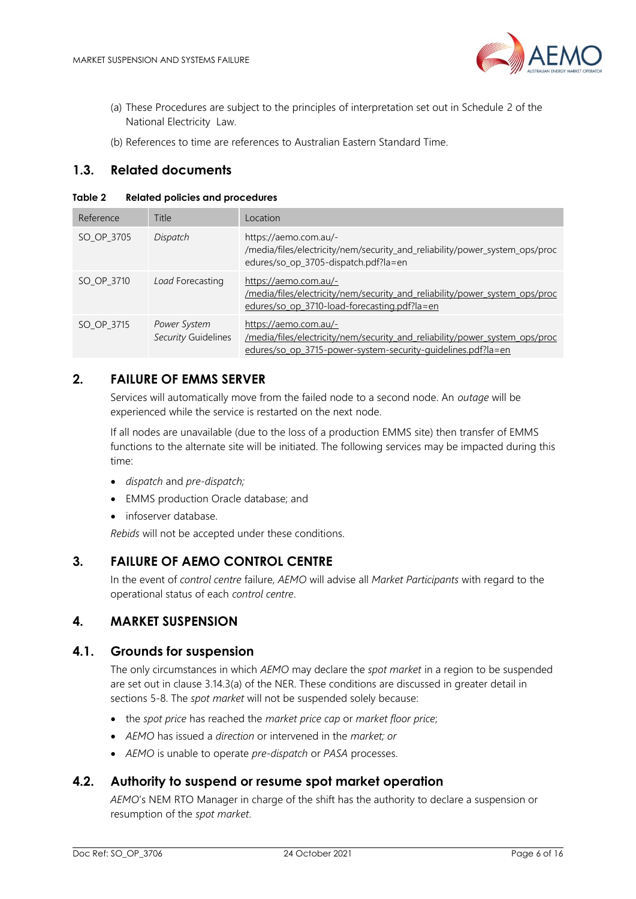(a) These Procedures are subject to the principles of interpretation set out in Schedule 2 of the National Electricity Law.

(b) References to time are references to Australian Eastern Standard Time.

## 1.3. Related documents

**Table 2 Related policies and procedures**

| Reference | Title | Location |
| --- | --- | --- |
| SO_OP_3705 | *Dispatch* | https://aemo.com.au/-/media/files/electricity/nem/security_and_reliability/power_system_ops/procedures/so_op_3705-dispatch.pdf?la=en |
| SO_OP_3710 | *Load* Forecasting | https://aemo.com.au/-/media/files/electricity/nem/security_and_reliability/power_system_ops/procedures/so_op_3710-load-forecasting.pdf?la=en |
| SO_OP_3715 | *Power System Security* Guidelines | https://aemo.com.au/-/media/files/electricity/nem/security_and_reliability/power_system_ops/procedures/so_op_3715-power-system-security-guidelines.pdf?la=en |

# 2. FAILURE OF EMMS SERVER

Services will automatically move from the failed node to a second node. An *outage* will be experienced while the service is restarted on the next node.

If all nodes are unavailable (due to the loss of a production EMMS site) then transfer of EMMS functions to the alternate site will be initiated. The following services may be impacted during this time:

- *dispatch* and *pre-dispatch;*
- EMMS production Oracle database; and
- infoserver database.

*Rebids* will not be accepted under these conditions.

# 3. FAILURE OF AEMO CONTROL CENTRE

In the event of *control centre* failure, *AEMO* will advise all *Market Participants* with regard to the operational status of each *control centre*.

# 4. MARKET SUSPENSION

## 4.1. Grounds for suspension

The only circumstances in which *AEMO* may declare the *spot market* in a region to be suspended are set out in clause 3.14.3(a) of the NER. These conditions are discussed in greater detail in sections 5-8. The *spot market* will not be suspended solely because:

- the *spot price* has reached the *market price cap* or *market floor price*;
- *AEMO* has issued a *direction* or intervened in the *market; or*
- *AEMO* is unable to operate *pre-dispatch* or *PASA* processes.

## 4.2. Authority to suspend or resume spot market operation

*AEMO*'s NEM RTO Manager in charge of the shift has the authority to declare a suspension or resumption of the *spot market*.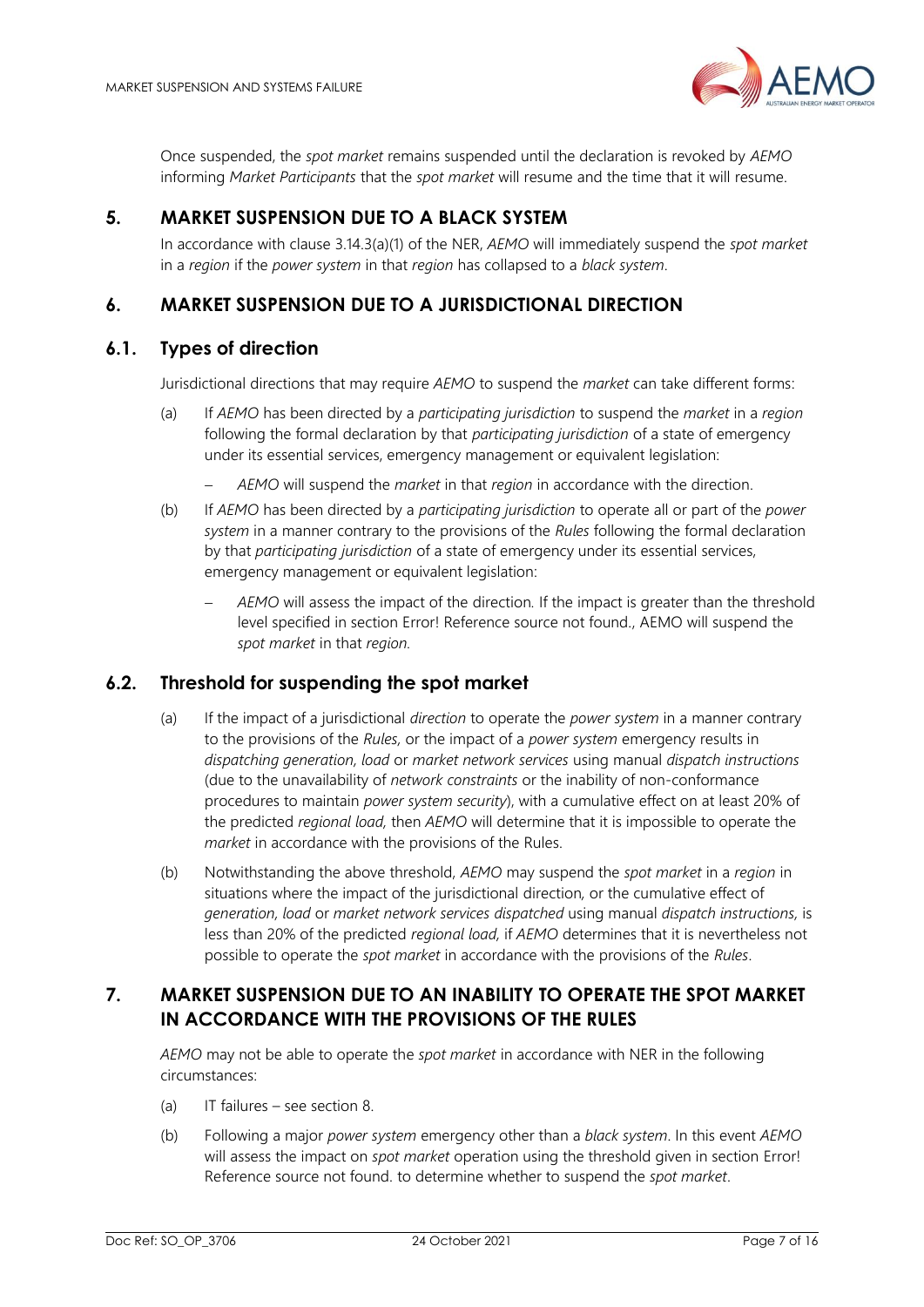Once suspended, the *spot market* remains suspended until the declaration is revoked by *AEMO* informing *Market Participants* that the *spot market* will resume and the time that it will resume.

## 5. MARKET SUSPENSION DUE TO A BLACK SYSTEM

In accordance with clause 3.14.3(a)(1) of the NER, *AEMO* will immediately suspend the *spot market* in a *region* if the *power system* in that *region* has collapsed to a *black system*.

## 6. MARKET SUSPENSION DUE TO A JURISDICTIONAL DIRECTION

### 6.1. Types of direction

Jurisdictional directions that may require *AEMO* to suspend the *market* can take different forms:

(a) If *AEMO* has been directed by a *participating jurisdiction* to suspend the *market* in a *region* following the formal declaration by that *participating jurisdiction* of a state of emergency under its essential services, emergency management or equivalent legislation:

- *AEMO* will suspend the *market* in that *region* in accordance with the direction.

(b) If *AEMO* has been directed by a *participating jurisdiction* to operate all or part of the *power system* in a manner contrary to the provisions of the *Rules* following the formal declaration by that *participating jurisdiction* of a state of emergency under its essential services, emergency management or equivalent legislation:

- *AEMO* will assess the impact of the direction. If the impact is greater than the threshold level specified in section Error! Reference source not found., AEMO will suspend the *spot market* in that *region*.

### 6.2. Threshold for suspending the spot market

(a) If the impact of a jurisdictional *direction* to operate the *power system* in a manner contrary to the provisions of the *Rules*, or the impact of a *power system* emergency results in *dispatching generation*, *load* or *market network services* using manual *dispatch instructions* (due to the unavailability of *network constraints* or the inability of non-conformance procedures to maintain *power system security*), with a cumulative effect on at least 20% of the predicted *regional load*, then *AEMO* will determine that it is impossible to operate the *market* in accordance with the provisions of the Rules.

(b) Notwithstanding the above threshold, *AEMO* may suspend the *spot market* in a *region* in situations where the impact of the jurisdictional direction, or the cumulative effect of *generation*, *load* or *market network services dispatched* using manual *dispatch instructions*, is less than 20% of the predicted *regional load*, if *AEMO* determines that it is nevertheless not possible to operate the *spot market* in accordance with the provisions of the *Rules*.

## 7. MARKET SUSPENSION DUE TO AN INABILITY TO OPERATE THE SPOT MARKET IN ACCORDANCE WITH THE PROVISIONS OF THE RULES

*AEMO* may not be able to operate the *spot market* in accordance with NER in the following circumstances:

(a) IT failures – see section 8.

(b) Following a major *power system* emergency other than a *black system*. In this event *AEMO* will assess the impact on *spot market* operation using the threshold given in section Error! Reference source not found. to determine whether to suspend the *spot market*.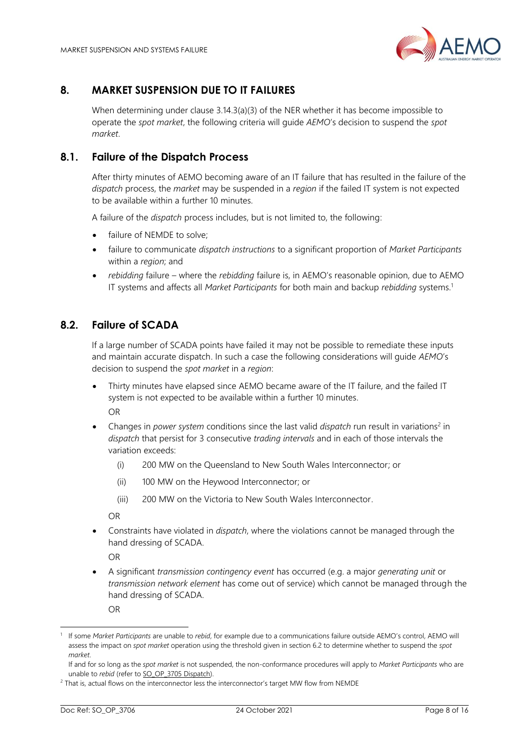## 8. MARKET SUSPENSION DUE TO IT FAILURES

When determining under clause 3.14.3(a)(3) of the NER whether it has become impossible to operate the *spot market*, the following criteria will guide *AEMO*'s decision to suspend the *spot market*.

### 8.1. Failure of the Dispatch Process

After thirty minutes of AEMO becoming aware of an IT failure that has resulted in the failure of the *dispatch* process, the *market* may be suspended in a *region* if the failed IT system is not expected to be available within a further 10 minutes.

A failure of the *dispatch* process includes, but is not limited to, the following:

- failure of NEMDE to solve;
- failure to communicate *dispatch instructions* to a significant proportion of *Market Participants* within a *region*; and
- *rebidding* failure – where the *rebidding* failure is, in AEMO's reasonable opinion, due to AEMO IT systems and affects all *Market Participants* for both main and backup *rebidding* systems.[1]

### 8.2. Failure of SCADA

If a large number of SCADA points have failed it may not be possible to remediate these inputs and maintain accurate dispatch. In such a case the following considerations will guide *AEMO*'s decision to suspend the *spot market* in a *region*:

- Thirty minutes have elapsed since AEMO became aware of the IT failure, and the failed IT system is not expected to be available within a further 10 minutes.

  OR
- Changes in *power system* conditions since the last valid *dispatch* run result in variations[2] in *dispatch* that persist for 3 consecutive *trading intervals* and in each of those intervals the variation exceeds:
  - (i) 200 MW on the Queensland to New South Wales Interconnector; or
  - (ii) 100 MW on the Heywood Interconnector; or
  - (iii) 200 MW on the Victoria to New South Wales Interconnector.

  OR
- Constraints have violated in *dispatch*, where the violations cannot be managed through the hand dressing of SCADA.

  OR
- A significant *transmission contingency event* has occurred (e.g. a major *generating unit* or *transmission network element* has come out of service) which cannot be managed through the hand dressing of SCADA.

  OR

---

[1] If some *Market Participants* are unable to *rebid*, for example due to a communications failure outside AEMO's control, AEMO will assess the impact on *spot market* operation using the threshold given in section 6.2 to determine whether to suspend the *spot market*.

If and for so long as the *spot market* is not suspended, the non-conformance procedures will apply to *Market Participants* who are unable to *rebid* (refer to SO_OP_3705 Dispatch).

[2] That is, actual flows on the interconnector less the interconnector's target MW flow from NEMDE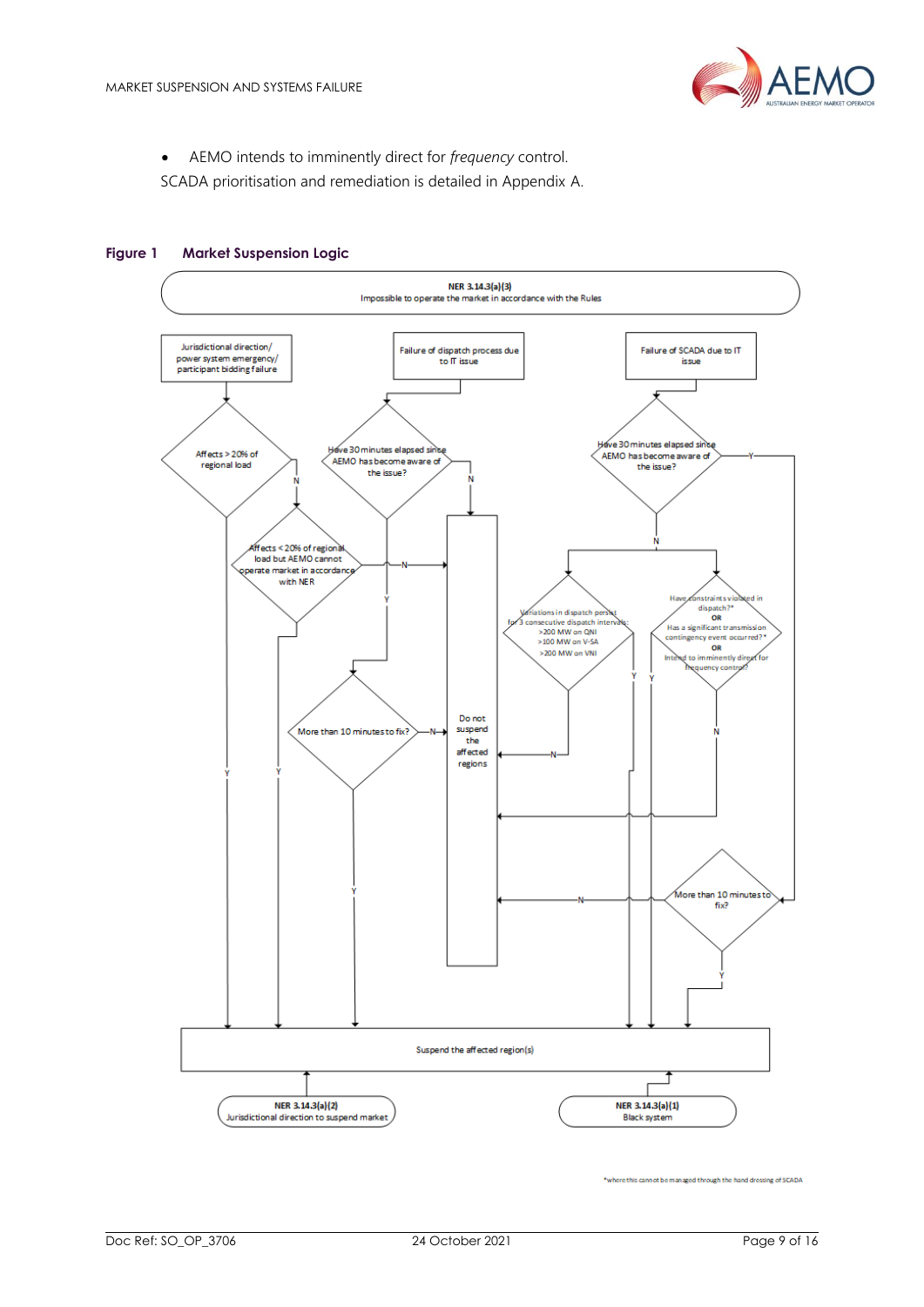- AEMO intends to imminently direct for *frequency* control.

SCADA prioritisation and remediation is detailed in Appendix A.

**Figure 1 Market Suspension Logic**

NER 3.14.3(a)(3)
Impossible to operate the market in accordance with the Rules

Jurisdictional direction/ power system emergency/ participant bidding failure

Failure of dispatch process due to IT issue

Failure of SCADA due to IT issue

Affects > 20% of regional load

Have 30 minutes elapsed since AEMO has become aware of the issue?

Have 30 minutes elapsed since AEMO has become aware of the issue?

Affects < 20% of regional load but AEMO cannot operate market in accordance with NER

Do not suspend the affected regions

Variations in dispatch persist for 3 consecutive dispatch intervals:
>200 MW on QNI
>100 MW on V-SA
>200 MW on VNI

Have constraints violated in dispatch?*
OR
Has a significant transmission contingency event occurred?*
OR
Intend to imminently direct for frequency control?

More than 10 minutes to fix?

More than 10 minutes to fix?

Suspend the affected region(s)

NER 3.14.3(a)(2)
Jurisdictional direction to suspend market

NER 3.14.3(a)(1)
Black system

*where this cannot be managed through the hand dressing of SCADA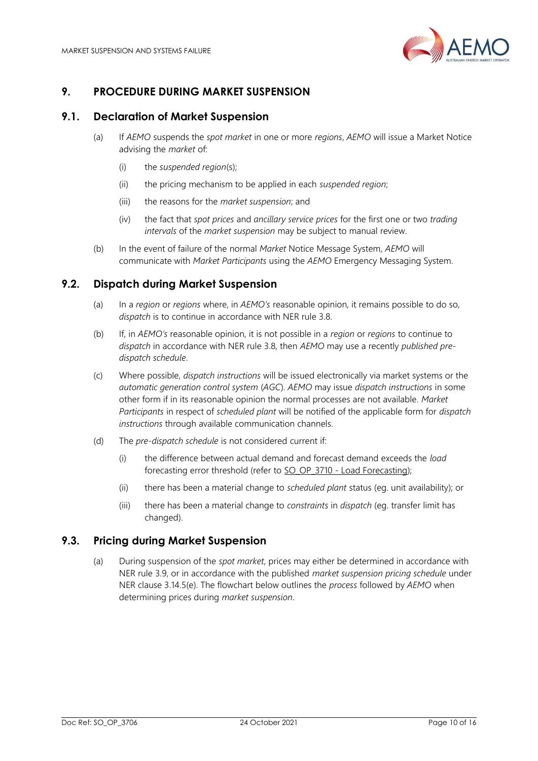# 9. PROCEDURE DURING MARKET SUSPENSION

## 9.1. Declaration of Market Suspension

(a) If *AEMO* suspends the *spot market* in one or more *regions*, *AEMO* will issue a Market Notice advising the *market* of:

(i) the *suspended region*(s);

(ii) the pricing mechanism to be applied in each *suspended region*;

(iii) the reasons for the *market suspension*; and

(iv) the fact that *spot prices* and *ancillary service prices* for the first one or two *trading intervals* of the *market suspension* may be subject to manual review.

(b) In the event of failure of the normal *Market* Notice Message System, *AEMO* will communicate with *Market Participants* using the *AEMO* Emergency Messaging System.

## 9.2. Dispatch during Market Suspension

(a) In a *region* or *regions* where, in *AEMO's* reasonable opinion, it remains possible to do so, *dispatch* is to continue in accordance with NER rule 3.8.

(b) If, in *AEMO's* reasonable opinion, it is not possible in a *region* or *regions* to continue to *dispatch* in accordance with NER rule 3.8, then *AEMO* may use a recently *published pre-dispatch schedule*.

(c) Where possible, *dispatch instructions* will be issued electronically via market systems or the *automatic generation control system* (*AGC*). *AEMO* may issue *dispatch instructions* in some other form if in its reasonable opinion the normal processes are not available. *Market Participants* in respect of *scheduled plant* will be notified of the applicable form for *dispatch instructions* through available communication channels.

(d) The *pre-dispatch schedule* is not considered current if:

(i) the difference between actual demand and forecast demand exceeds the *load* forecasting error threshold (refer to SO_OP_3710 - Load Forecasting);

(ii) there has been a material change to *scheduled plant* status (eg. unit availability); or

(iii) there has been a material change to *constraints* in *dispatch* (eg. transfer limit has changed).

## 9.3. Pricing during Market Suspension

(a) During suspension of the *spot market*, prices may either be determined in accordance with NER rule 3.9, or in accordance with the published *market suspension pricing schedule* under NER clause 3.14.5(e). The flowchart below outlines the *process* followed by *AEMO* when determining prices during *market suspension*.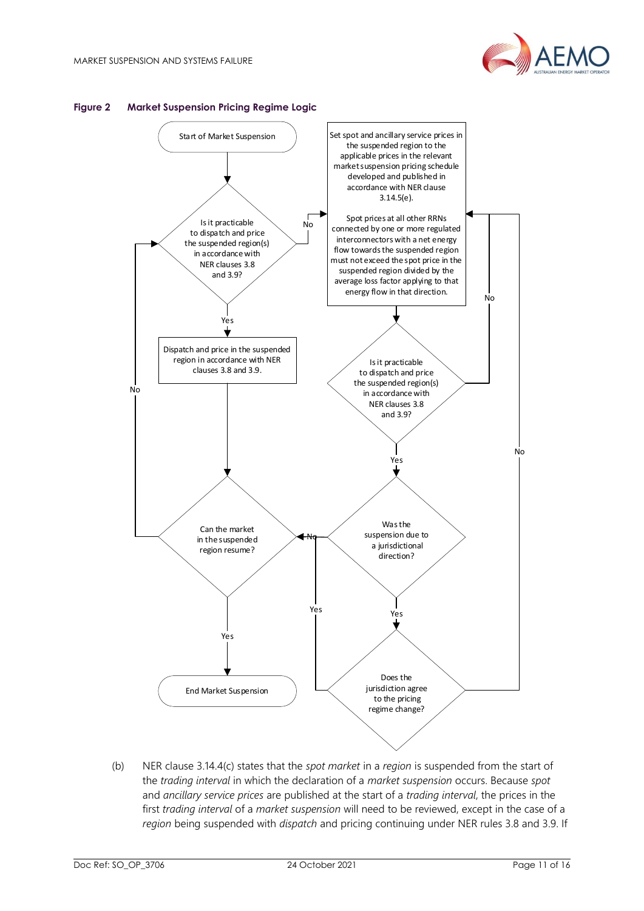**Figure 2 Market Suspension Pricing Regime Logic**

- Start of Market Suspension
- Is it practicable to dispatch and price the suspended region(s) in accordance with NER clauses 3.8 and 3.9?
  - Yes → Dispatch and price in the suspended region in accordance with NER clauses 3.8 and 3.9.
  - No → Set spot and ancillary service prices in the suspended region to the applicable prices in the relevant market suspension pricing schedule developed and published in accordance with NER clause 3.14.5(e). Spot prices at all other RRNs connected by one or more regulated interconnectors with a net energy flow towards the suspended region must not exceed the spot price in the suspended region divided by the average loss factor applying to that energy flow in that direction.
- Is it practicable to dispatch and price the suspended region(s) in accordance with NER clauses 3.8 and 3.9?
  - No → Set spot and ancillary service prices in the suspended region (as above)
  - Yes → Was the suspension due to a jurisdictional direction?
- Was the suspension due to a jurisdictional direction?
  - No → Can the market in the suspended region resume?
  - Yes → Does the jurisdiction agree to the pricing regime change?
- Does the jurisdiction agree to the pricing regime change?
  - Yes → Can the market in the suspended region resume?
  - No → Set spot and ancillary service prices in the suspended region (as above)
- Can the market in the suspended region resume?
  - No → Is it practicable to dispatch and price the suspended region(s) in accordance with NER clauses 3.8 and 3.9?
  - Yes → End Market Suspension

(b) NER clause 3.14.4(c) states that the *spot market* in a *region* is suspended from the start of the *trading interval* in which the declaration of a *market suspension* occurs. Because *spot* and *ancillary service prices* are published at the start of a *trading interval*, the prices in the first *trading interval* of a *market suspension* will need to be reviewed, except in the case of a *region* being suspended with *dispatch* and pricing continuing under NER rules 3.8 and 3.9. If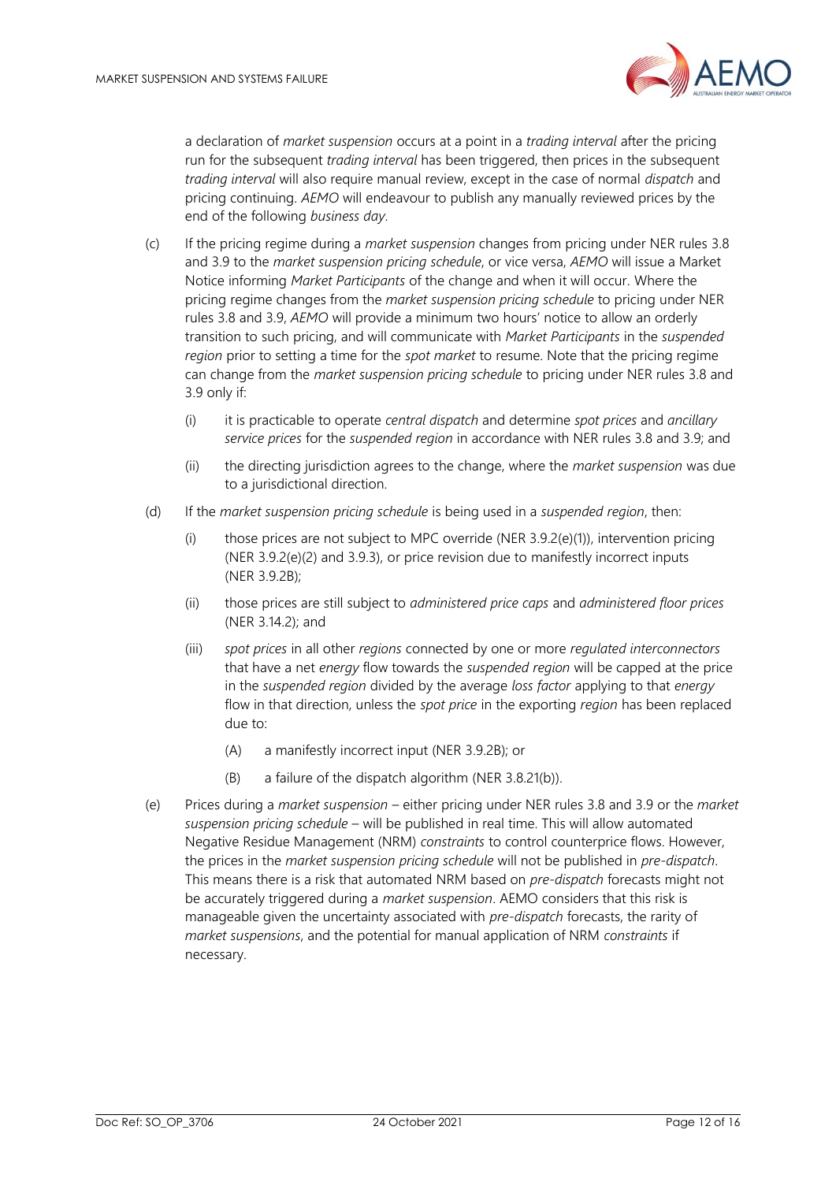a declaration of *market suspension* occurs at a point in a *trading interval* after the pricing run for the subsequent *trading interval* has been triggered, then prices in the subsequent *trading interval* will also require manual review, except in the case of normal *dispatch* and pricing continuing. *AEMO* will endeavour to publish any manually reviewed prices by the end of the following *business day*.

(c) If the pricing regime during a *market suspension* changes from pricing under NER rules 3.8 and 3.9 to the *market suspension pricing schedule*, or vice versa, *AEMO* will issue a Market Notice informing *Market Participants* of the change and when it will occur. Where the pricing regime changes from the *market suspension pricing schedule* to pricing under NER rules 3.8 and 3.9, *AEMO* will provide a minimum two hours' notice to allow an orderly transition to such pricing, and will communicate with *Market Participants* in the *suspended region* prior to setting a time for the *spot market* to resume. Note that the pricing regime can change from the *market suspension pricing schedule* to pricing under NER rules 3.8 and 3.9 only if:

   (i) it is practicable to operate *central dispatch* and determine *spot prices* and *ancillary service prices* for the *suspended region* in accordance with NER rules 3.8 and 3.9; and

   (ii) the directing jurisdiction agrees to the change, where the *market suspension* was due to a jurisdictional direction.

(d) If the *market suspension pricing schedule* is being used in a *suspended region*, then:

   (i) those prices are not subject to MPC override (NER 3.9.2(e)(1)), intervention pricing (NER 3.9.2(e)(2) and 3.9.3), or price revision due to manifestly incorrect inputs (NER 3.9.2B);

   (ii) those prices are still subject to *administered price caps* and *administered floor prices* (NER 3.14.2); and

   (iii) *spot prices* in all other *regions* connected by one or more *regulated interconnectors* that have a net *energy* flow towards the *suspended region* will be capped at the price in the *suspended region* divided by the average *loss factor* applying to that *energy* flow in that direction, unless the *spot price* in the exporting *region* has been replaced due to:

      (A) a manifestly incorrect input (NER 3.9.2B); or

      (B) a failure of the dispatch algorithm (NER 3.8.21(b)).

(e) Prices during a *market suspension* – either pricing under NER rules 3.8 and 3.9 or the *market suspension pricing schedule* – will be published in real time. This will allow automated Negative Residue Management (NRM) *constraints* to control counterprice flows. However, the prices in the *market suspension pricing schedule* will not be published in *pre-dispatch*. This means there is a risk that automated NRM based on *pre-dispatch* forecasts might not be accurately triggered during a *market suspension*. AEMO considers that this risk is manageable given the uncertainty associated with *pre-dispatch* forecasts, the rarity of *market suspensions*, and the potential for manual application of NRM *constraints* if necessary.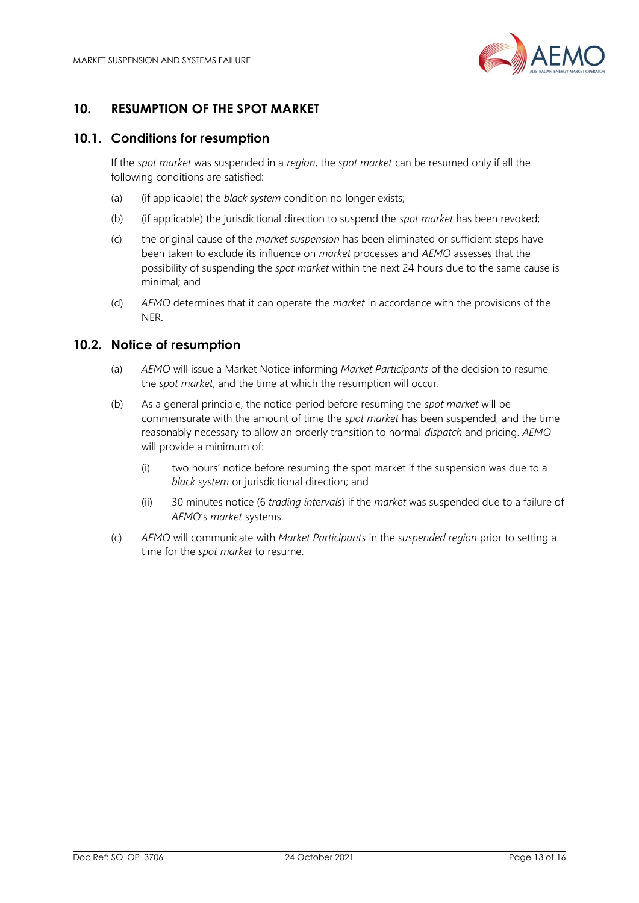## 10. RESUMPTION OF THE SPOT MARKET

### 10.1. Conditions for resumption

If the *spot market* was suspended in a *region*, the *spot market* can be resumed only if all the following conditions are satisfied:

(a) (if applicable) the *black system* condition no longer exists;

(b) (if applicable) the jurisdictional direction to suspend the *spot market* has been revoked;

(c) the original cause of the *market suspension* has been eliminated or sufficient steps have been taken to exclude its influence on *market* processes and *AEMO* assesses that the possibility of suspending the *spot market* within the next 24 hours due to the same cause is minimal; and

(d) *AEMO* determines that it can operate the *market* in accordance with the provisions of the NER.

### 10.2. Notice of resumption

(a) *AEMO* will issue a Market Notice informing *Market Participants* of the decision to resume the *spot market*, and the time at which the resumption will occur.

(b) As a general principle, the notice period before resuming the *spot market* will be commensurate with the amount of time the *spot market* has been suspended, and the time reasonably necessary to allow an orderly transition to normal *dispatch* and pricing. *AEMO* will provide a minimum of:

  (i) two hours' notice before resuming the spot market if the suspension was due to a *black system* or jurisdictional direction; and

  (ii) 30 minutes notice (6 *trading intervals*) if the *market* was suspended due to a failure of *AEMO*'s *market* systems.

(c) *AEMO* will communicate with *Market Participants* in the *suspended region* prior to setting a time for the *spot market* to resume.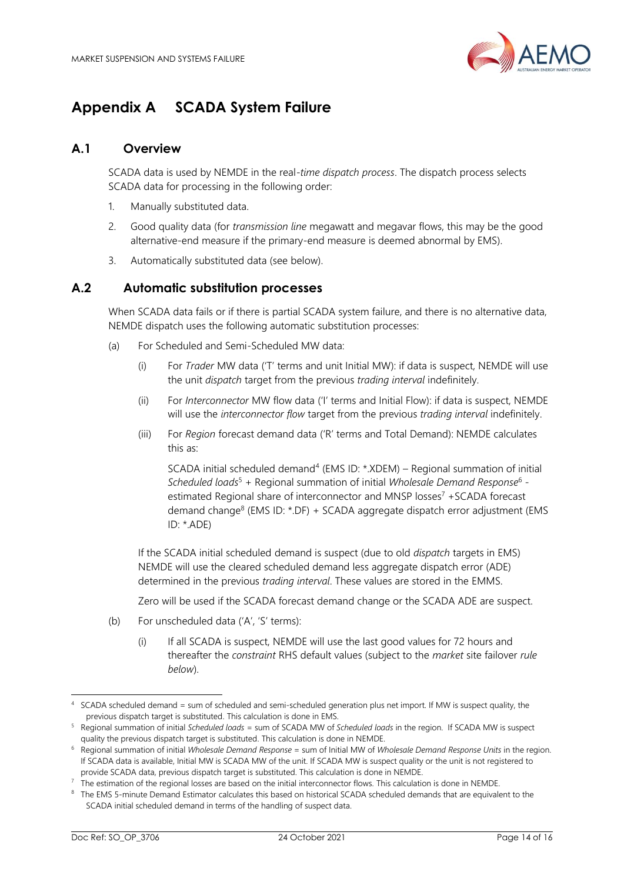# Appendix A SCADA System Failure

## A.1 Overview

SCADA data is used by NEMDE in the real-*time dispatch process*. The dispatch process selects SCADA data for processing in the following order:

1. Manually substituted data.
2. Good quality data (for *transmission line* megawatt and megavar flows, this may be the good alternative-end measure if the primary-end measure is deemed abnormal by EMS).
3. Automatically substituted data (see below).

## A.2 Automatic substitution processes

When SCADA data fails or if there is partial SCADA system failure, and there is no alternative data, NEMDE dispatch uses the following automatic substitution processes:

(a) For Scheduled and Semi-Scheduled MW data:

(i) For *Trader* MW data ('T' terms and unit Initial MW): if data is suspect, NEMDE will use the unit *dispatch* target from the previous *trading interval* indefinitely.

(ii) For *Interconnector* MW flow data ('I' terms and Initial Flow): if data is suspect, NEMDE will use the *interconnector flow* target from the previous *trading interval* indefinitely.

(iii) For *Region* forecast demand data ('R' terms and Total Demand): NEMDE calculates this as:

SCADA initial scheduled demand[4] (EMS ID: *.XDEM) – Regional summation of initial *Scheduled loads*[5] + Regional summation of initial *Wholesale Demand Response*[6] - estimated Regional share of interconnector and MNSP losses[7] +SCADA forecast demand change[8] (EMS ID: *.DF) + SCADA aggregate dispatch error adjustment (EMS ID: *.ADE)

If the SCADA initial scheduled demand is suspect (due to old *dispatch* targets in EMS) NEMDE will use the cleared scheduled demand less aggregate dispatch error (ADE) determined in the previous *trading interval*. These values are stored in the EMMS.

Zero will be used if the SCADA forecast demand change or the SCADA ADE are suspect.

(b) For unscheduled data ('A', 'S' terms):

(i) If all SCADA is suspect, NEMDE will use the last good values for 72 hours and thereafter the *constraint* RHS default values (subject to the *market* site failover *rule below*).

---

[4] SCADA scheduled demand = sum of scheduled and semi-scheduled generation plus net import. If MW is suspect quality, the previous dispatch target is substituted. This calculation is done in EMS.

[5] Regional summation of initial *Scheduled loads* = sum of SCADA MW of *Scheduled loads* in the region. If SCADA MW is suspect quality the previous dispatch target is substituted. This calculation is done in NEMDE.

[6] Regional summation of initial *Wholesale Demand Response* = sum of Initial MW of *Wholesale Demand Response Units* in the region. If SCADA data is available, Initial MW is SCADA MW of the unit. If SCADA MW is suspect quality or the unit is not registered to provide SCADA data, previous dispatch target is substituted. This calculation is done in NEMDE.

[7] The estimation of the regional losses are based on the initial interconnector flows. This calculation is done in NEMDE.

[8] The EMS 5-minute Demand Estimator calculates this based on historical SCADA scheduled demands that are equivalent to the SCADA initial scheduled demand in terms of the handling of suspect data.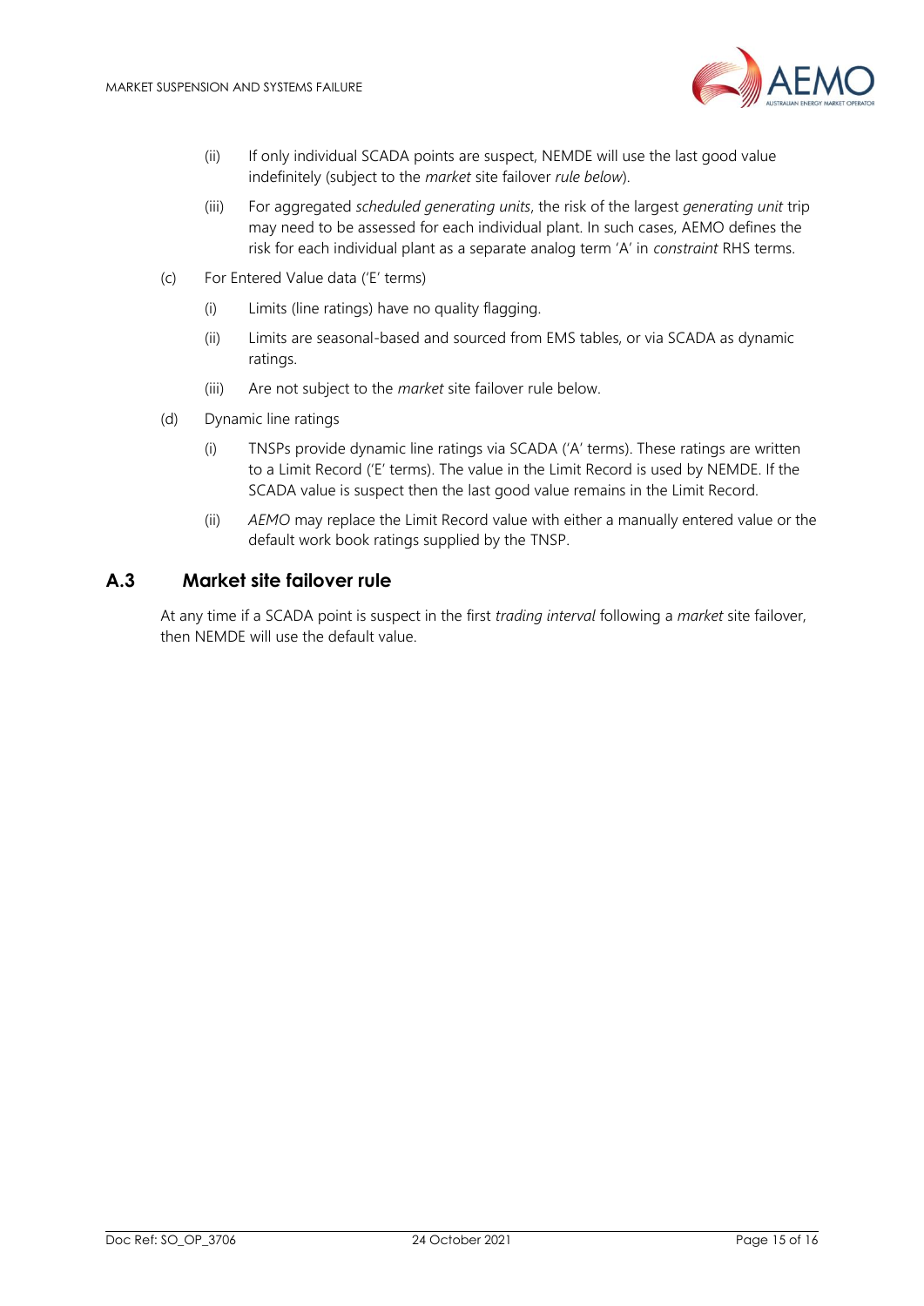(ii) If only individual SCADA points are suspect, NEMDE will use the last good value indefinitely (subject to the *market* site failover *rule below*).

(iii) For aggregated *scheduled generating units*, the risk of the largest *generating unit* trip may need to be assessed for each individual plant. In such cases, AEMO defines the risk for each individual plant as a separate analog term 'A' in *constraint* RHS terms.

(c) For Entered Value data ('E' terms)

(i) Limits (line ratings) have no quality flagging.

(ii) Limits are seasonal-based and sourced from EMS tables, or via SCADA as dynamic ratings.

(iii) Are not subject to the *market* site failover rule below.

(d) Dynamic line ratings

(i) TNSPs provide dynamic line ratings via SCADA ('A' terms). These ratings are written to a Limit Record ('E' terms). The value in the Limit Record is used by NEMDE. If the SCADA value is suspect then the last good value remains in the Limit Record.

(ii) *AEMO* may replace the Limit Record value with either a manually entered value or the default work book ratings supplied by the TNSP.

## A.3 Market site failover rule

At any time if a SCADA point is suspect in the first *trading interval* following a *market* site failover, then NEMDE will use the default value.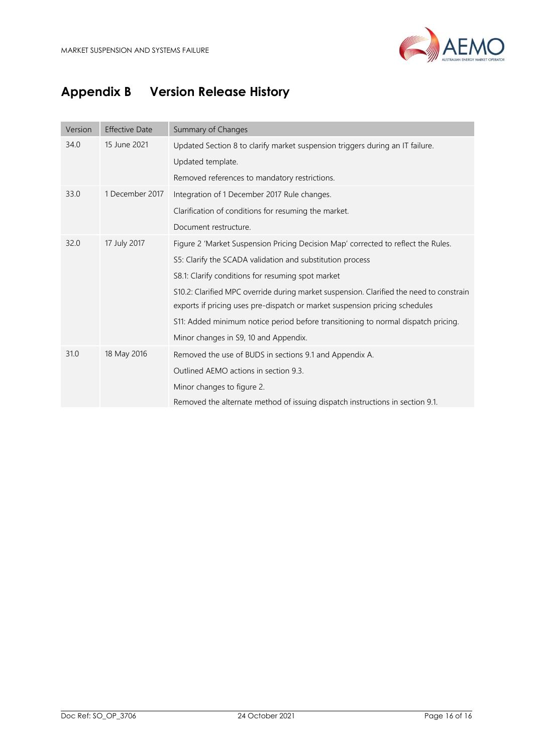# Appendix B Version Release History

| Version | Effective Date | Summary of Changes |
| --- | --- | --- |
| 34.0 | 15 June 2021 | Updated Section 8 to clarify market suspension triggers during an IT failure.<br>Updated template.<br>Removed references to mandatory restrictions. |
| 33.0 | 1 December 2017 | Integration of 1 December 2017 Rule changes.<br>Clarification of conditions for resuming the market.<br>Document restructure. |
| 32.0 | 17 July 2017 | Figure 2 'Market Suspension Pricing Decision Map' corrected to reflect the Rules.<br>S5: Clarify the SCADA validation and substitution process<br>S8.1: Clarify conditions for resuming spot market<br>S10.2: Clarified MPC override during market suspension. Clarified the need to constrain exports if pricing uses pre-dispatch or market suspension pricing schedules<br>S11: Added minimum notice period before transitioning to normal dispatch pricing.<br>Minor changes in S9, 10 and Appendix. |
| 31.0 | 18 May 2016 | Removed the use of BUDS in sections 9.1 and Appendix A.<br>Outlined AEMO actions in section 9.3.<br>Minor changes to figure 2.<br>Removed the alternate method of issuing dispatch instructions in section 9.1. |